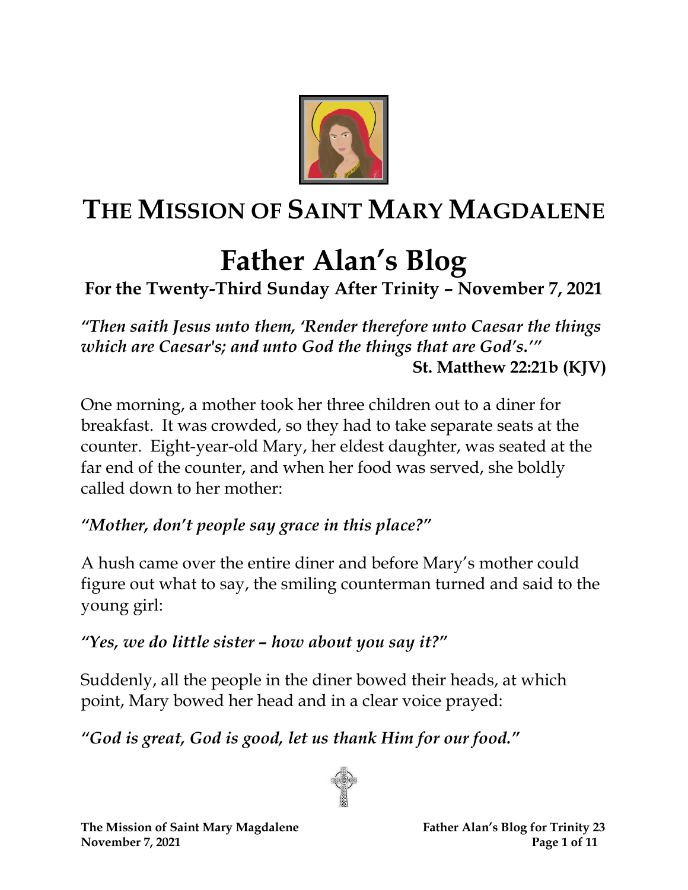# THE MISSION OF SAINT MARY MAGDALENE

# Father Alan's Blog

## For the Twenty-Third Sunday After Trinity – November 7, 2021

***"Then saith Jesus unto them, 'Render therefore unto Caesar the things which are Caesar's; and unto God the things that are God's.'"***
**St. Matthew 22:21b (KJV)**

One morning, a mother took her three children out to a diner for breakfast. It was crowded, so they had to take separate seats at the counter. Eight-year-old Mary, her eldest daughter, was seated at the far end of the counter, and when her food was served, she boldly called down to her mother:

*"Mother, don't people say grace in this place?"*

A hush came over the entire diner and before Mary's mother could figure out what to say, the smiling counterman turned and said to the young girl:

*"Yes, we do little sister – how about you say it?"*

Suddenly, all the people in the diner bowed their heads, at which point, Mary bowed her head and in a clear voice prayed:

*"God is great, God is good, let us thank Him for our food."*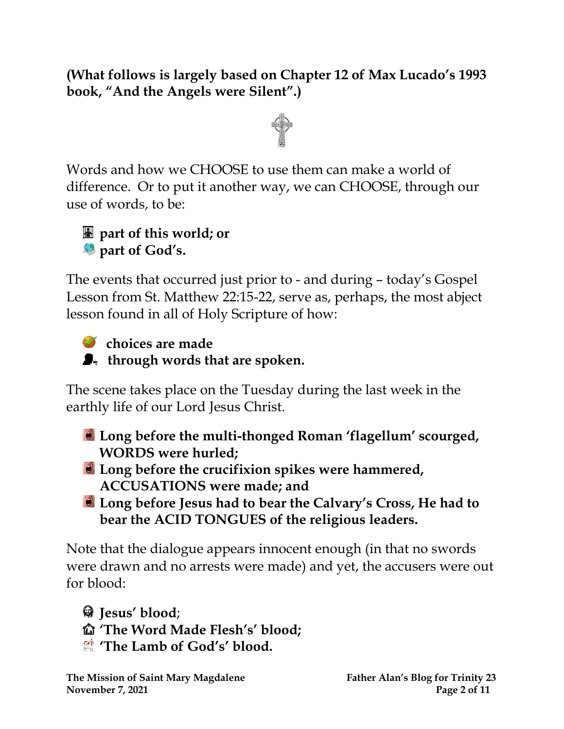**(What follows is largely based on Chapter 12 of Max Lucado's 1993 book, "And the Angels were Silent".)**

Words and how we CHOOSE to use them can make a world of difference. Or to put it another way, we can CHOOSE, through our use of words, to be:

- **part of this world; or**
- **part of God's.**

The events that occurred just prior to - and during – today's Gospel Lesson from St. Matthew 22:15-22, serve as, perhaps, the most abject lesson found in all of Holy Scripture of how:

- **choices are made**
- **through words that are spoken.**

The scene takes place on the Tuesday during the last week in the earthly life of our Lord Jesus Christ.

- **Long before the multi-thonged Roman 'flagellum' scourged, WORDS were hurled;**
- **Long before the crucifixion spikes were hammered, ACCUSATIONS were made; and**
- **Long before Jesus had to bear the Calvary's Cross, He had to bear the ACID TONGUES of the religious leaders.**

Note that the dialogue appears innocent enough (in that no swords were drawn and no arrests were made) and yet, the accusers were out for blood:

- **Jesus' blood**;
- **'The Word Made Flesh's' blood;**
- **'The Lamb of God's' blood.**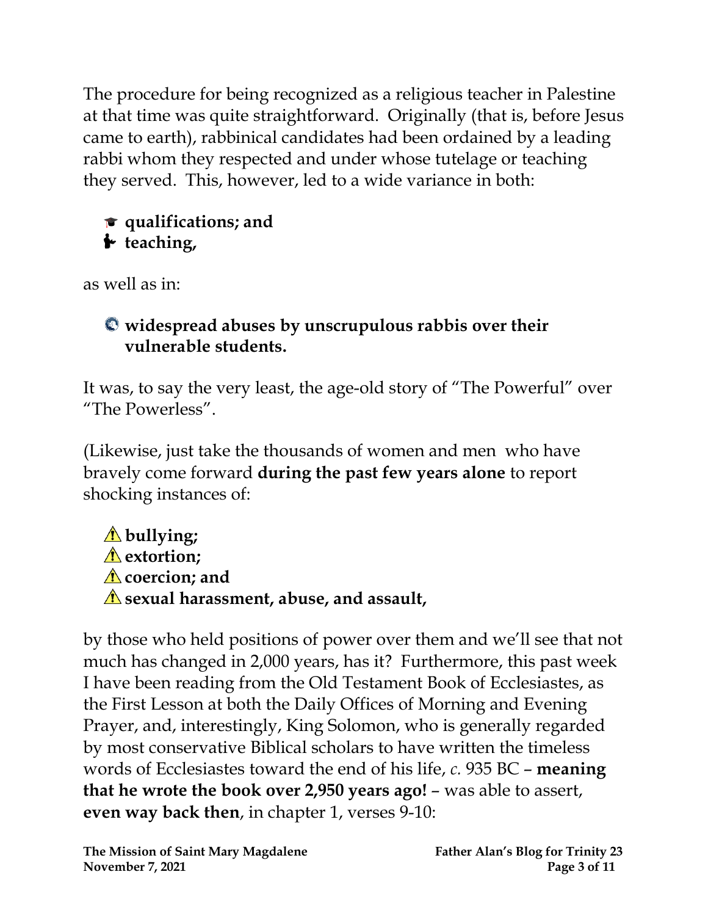The procedure for being recognized as a religious teacher in Palestine at that time was quite straightforward. Originally (that is, before Jesus came to earth), rabbinical candidates had been ordained by a leading rabbi whom they respected and under whose tutelage or teaching they served. This, however, led to a wide variance in both:

- **qualifications; and**
- **teaching,**

as well as in:

- **widespread abuses by unscrupulous rabbis over their vulnerable students.**

It was, to say the very least, the age-old story of "The Powerful" over "The Powerless".

(Likewise, just take the thousands of women and men who have bravely come forward **during the past few years alone** to report shocking instances of:

- **bullying;**
- **extortion;**
- **coercion; and**
- **sexual harassment, abuse, and assault,**

by those who held positions of power over them and we'll see that not much has changed in 2,000 years, has it? Furthermore, this past week I have been reading from the Old Testament Book of Ecclesiastes, as the First Lesson at both the Daily Offices of Morning and Evening Prayer, and, interestingly, King Solomon, who is generally regarded by most conservative Biblical scholars to have written the timeless words of Ecclesiastes toward the end of his life, *c.* 935 BC – **meaning that he wrote the book over 2,950 years ago!** – was able to assert, **even way back then**, in chapter 1, verses 9-10: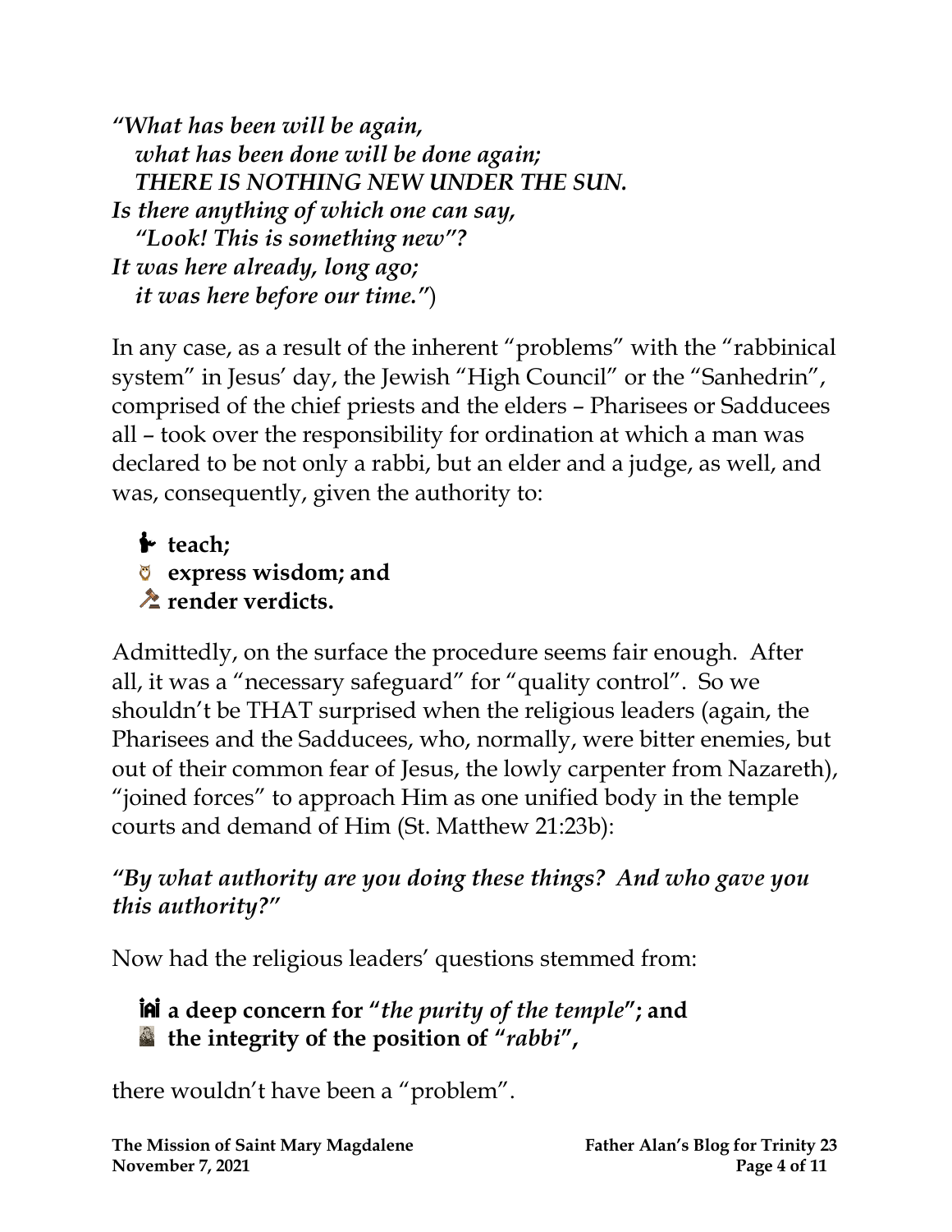*"What has been will be again,*
*what has been done will be done again;*
*THERE IS NOTHING NEW UNDER THE SUN.*
*Is there anything of which one can say,*
*"Look! This is something new"?*
*It was here already, long ago;*
*it was here before our time."*)

In any case, as a result of the inherent "problems" with the "rabbinical system" in Jesus' day, the Jewish "High Council" or the "Sanhedrin", comprised of the chief priests and the elders – Pharisees or Sadducees all – took over the responsibility for ordination at which a man was declared to be not only a rabbi, but an elder and a judge, as well, and was, consequently, given the authority to:

- **teach;**
- **express wisdom; and**
- **render verdicts.**

Admittedly, on the surface the procedure seems fair enough. After all, it was a "necessary safeguard" for "quality control". So we shouldn't be THAT surprised when the religious leaders (again, the Pharisees and the Sadducees, who, normally, were bitter enemies, but out of their common fear of Jesus, the lowly carpenter from Nazareth), "joined forces" to approach Him as one unified body in the temple courts and demand of Him (St. Matthew 21:23b):

***"By what authority are you doing these things? And who gave you this authority?"***

Now had the religious leaders' questions stemmed from:

- **a deep concern for "*the purity of the temple*"; and**
- **the integrity of the position of "*rabbi*",**

there wouldn't have been a "problem".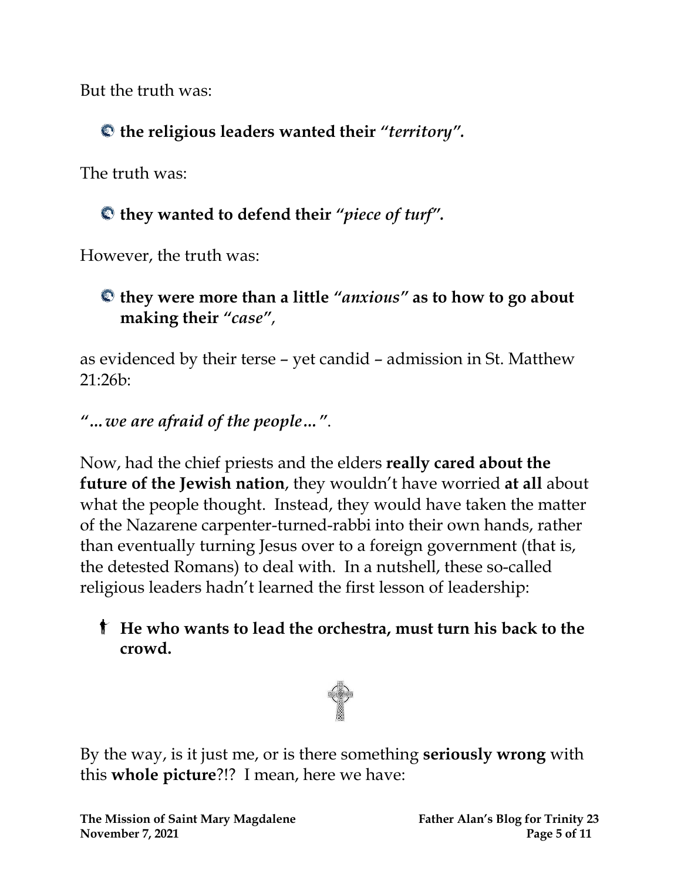But the truth was:

- **the religious leaders wanted their "*territory*".**

The truth was:

- **they wanted to defend their "*piece of turf*".**

However, the truth was:

- **they were more than a little "*anxious*" as to how to go about making their "*case*"**,

as evidenced by their terse – yet candid – admission in St. Matthew 21:26b:

*"…we are afraid of the people…"*.

Now, had the chief priests and the elders **really cared about the future of the Jewish nation**, they wouldn't have worried **at all** about what the people thought. Instead, they would have taken the matter of the Nazarene carpenter-turned-rabbi into their own hands, rather than eventually turning Jesus over to a foreign government (that is, the detested Romans) to deal with. In a nutshell, these so-called religious leaders hadn't learned the first lesson of leadership:

- **He who wants to lead the orchestra, must turn his back to the crowd.**

By the way, is it just me, or is there something **seriously wrong** with this **whole picture**?!? I mean, here we have: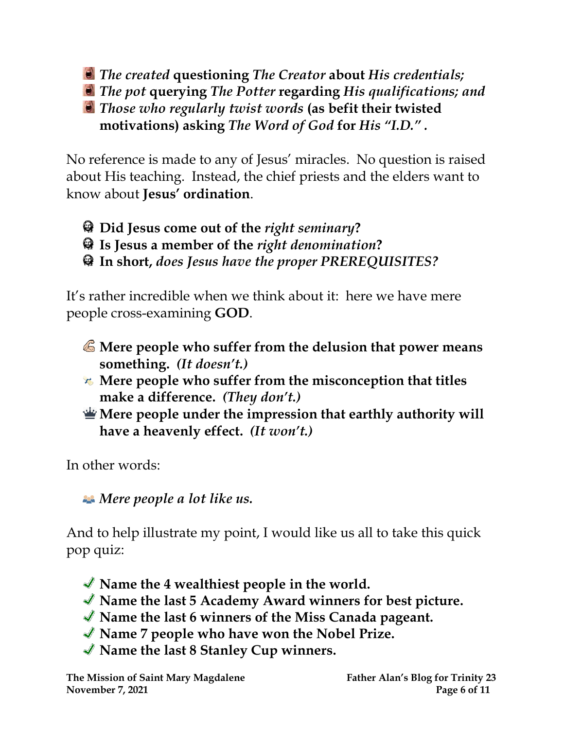- *The created* **questioning** *The Creator* **about** *His credentials;*
- *The pot* **querying** *The Potter* **regarding** *His qualifications; and*
- *Those who regularly twist words* **(as befit their twisted motivations) asking** *The Word of God* **for** *His "I.D."* **.**

No reference is made to any of Jesus' miracles. No question is raised about His teaching. Instead, the chief priests and the elders want to know about **Jesus' ordination**.

- **Did Jesus come out of the** ***right seminary*****?**
- **Is Jesus a member of the** ***right denomination*****?**
- **In short,** ***does Jesus have the proper PREREQUISITES?***

It's rather incredible when we think about it: here we have mere people cross-examining **GOD**.

- **Mere people who suffer from the delusion that power means something.** ***(It doesn't.)***
- **Mere people who suffer from the misconception that titles make a difference.** ***(They don't.)***
- **Mere people under the impression that earthly authority will have a heavenly effect.** ***(It won't.)***

In other words:

- ***Mere people a lot like us.***

And to help illustrate my point, I would like us all to take this quick pop quiz:

- **Name the 4 wealthiest people in the world.**
- **Name the last 5 Academy Award winners for best picture.**
- **Name the last 6 winners of the Miss Canada pageant.**
- **Name 7 people who have won the Nobel Prize.**
- **Name the last 8 Stanley Cup winners.**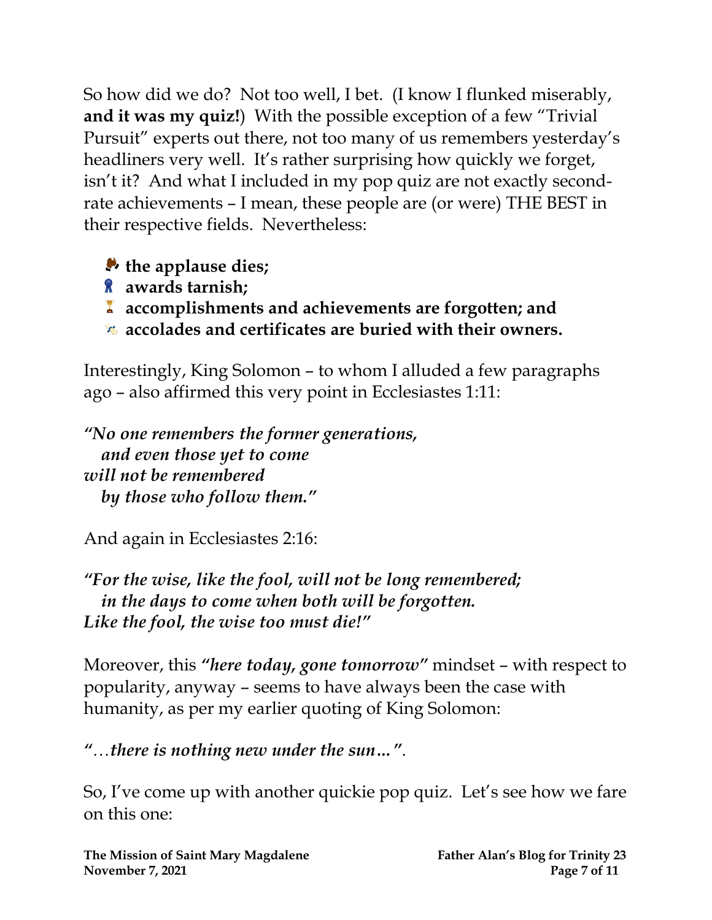So how did we do? Not too well, I bet. (I know I flunked miserably, **and it was my quiz!**) With the possible exception of a few "Trivial Pursuit" experts out there, not too many of us remembers yesterday's headliners very well. It's rather surprising how quickly we forget, isn't it? And what I included in my pop quiz are not exactly second-rate achievements – I mean, these people are (or were) THE BEST in their respective fields. Nevertheless:

- **the applause dies;**
- **awards tarnish;**
- **accomplishments and achievements are forgotten; and**
- **accolades and certificates are buried with their owners.**

Interestingly, King Solomon – to whom I alluded a few paragraphs ago – also affirmed this very point in Ecclesiastes 1:11:

***"No one remembers the former generations,***
***and even those yet to come***
***will not be remembered***
***by those who follow them."***

And again in Ecclesiastes 2:16:

***"For the wise, like the fool, will not be long remembered;***
***in the days to come when both will be forgotten.***
***Like the fool, the wise too must die!"***

Moreover, this ***"here today, gone tomorrow"*** mindset – with respect to popularity, anyway – seems to have always been the case with humanity, as per my earlier quoting of King Solomon:

***"…there is nothing new under the sun…"***.

So, I've come up with another quickie pop quiz. Let's see how we fare on this one: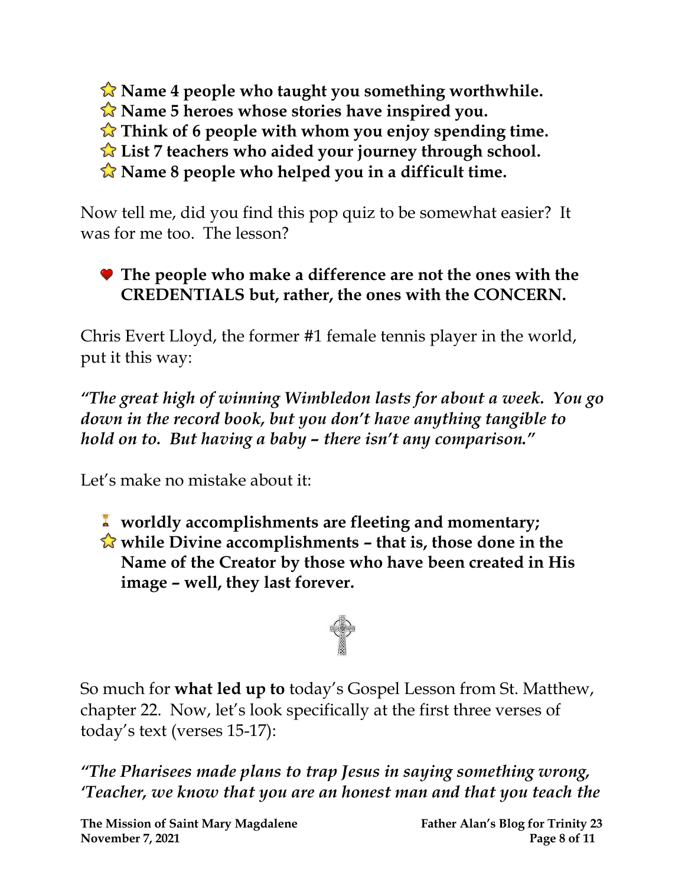- ⭐ **Name 4 people who taught you something worthwhile.**
- ⭐ **Name 5 heroes whose stories have inspired you.**
- ⭐ **Think of 6 people with whom you enjoy spending time.**
- ⭐ **List 7 teachers who aided your journey through school.**
- ⭐ **Name 8 people who helped you in a difficult time.**

Now tell me, did you find this pop quiz to be somewhat easier? It was for me too. The lesson?

- ❤ **The people who make a difference are not the ones with the CREDENTIALS but, rather, the ones with the CONCERN.**

Chris Evert Lloyd, the former #1 female tennis player in the world, put it this way:

*"The great high of winning Wimbledon lasts for about a week. You go down in the record book, but you don't have anything tangible to hold on to. But having a baby – there isn't any comparison."*

Let's make no mistake about it:

- 🏆 **worldly accomplishments are fleeting and momentary;**
- ⭐ **while Divine accomplishments – that is, those done in the Name of the Creator by those who have been created in His image – well, they last forever.**

So much for **what led up to** today's Gospel Lesson from St. Matthew, chapter 22. Now, let's look specifically at the first three verses of today's text (verses 15-17):

*"The Pharisees made plans to trap Jesus in saying something wrong, 'Teacher, we know that you are an honest man and that you teach the*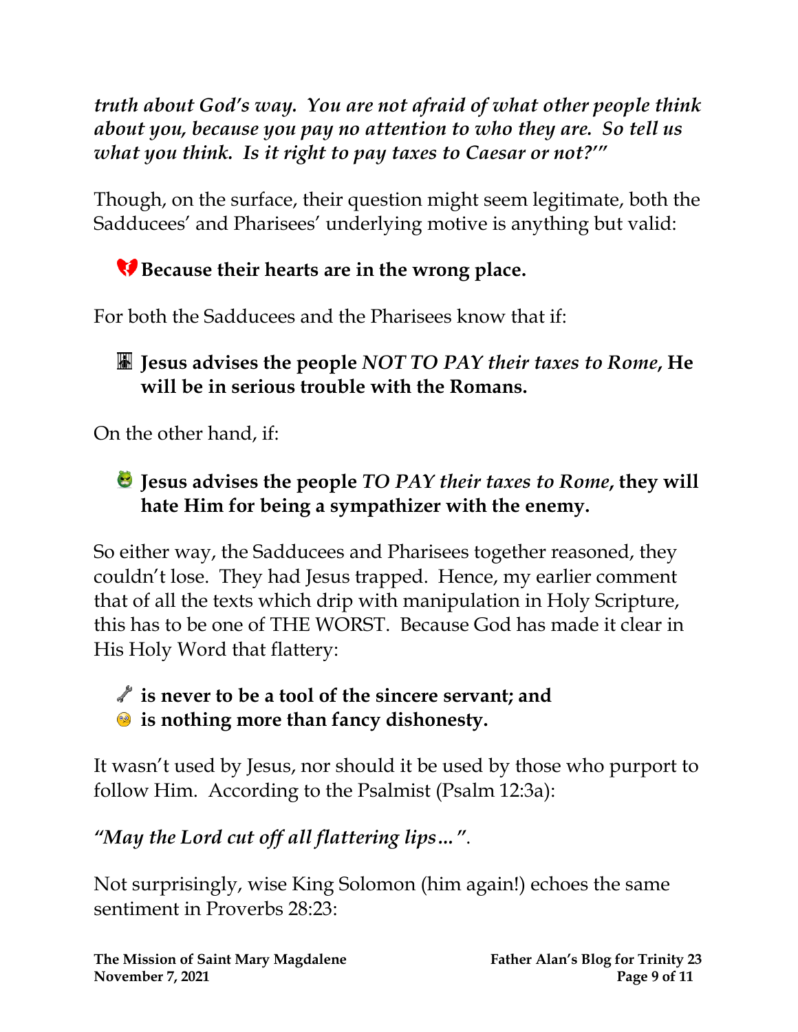*truth about God's way. You are not afraid of what other people think about you, because you pay no attention to who they are. So tell us what you think. Is it right to pay taxes to Caesar or not?'"*

Though, on the surface, their question might seem legitimate, both the Sadducees' and Pharisees' underlying motive is anything but valid:

- **Because their hearts are in the wrong place.**

For both the Sadducees and the Pharisees know that if:

- **Jesus advises the people *NOT TO PAY their taxes to Rome*, He will be in serious trouble with the Romans.**

On the other hand, if:

- **Jesus advises the people *TO PAY their taxes to Rome*, they will hate Him for being a sympathizer with the enemy.**

So either way, the Sadducees and Pharisees together reasoned, they couldn't lose. They had Jesus trapped. Hence, my earlier comment that of all the texts which drip with manipulation in Holy Scripture, this has to be one of THE WORST. Because God has made it clear in His Holy Word that flattery:

- **is never to be a tool of the sincere servant; and**
- **is nothing more than fancy dishonesty.**

It wasn't used by Jesus, nor should it be used by those who purport to follow Him. According to the Psalmist (Psalm 12:3a):

*"May the Lord cut off all flattering lips…"*.

Not surprisingly, wise King Solomon (him again!) echoes the same sentiment in Proverbs 28:23: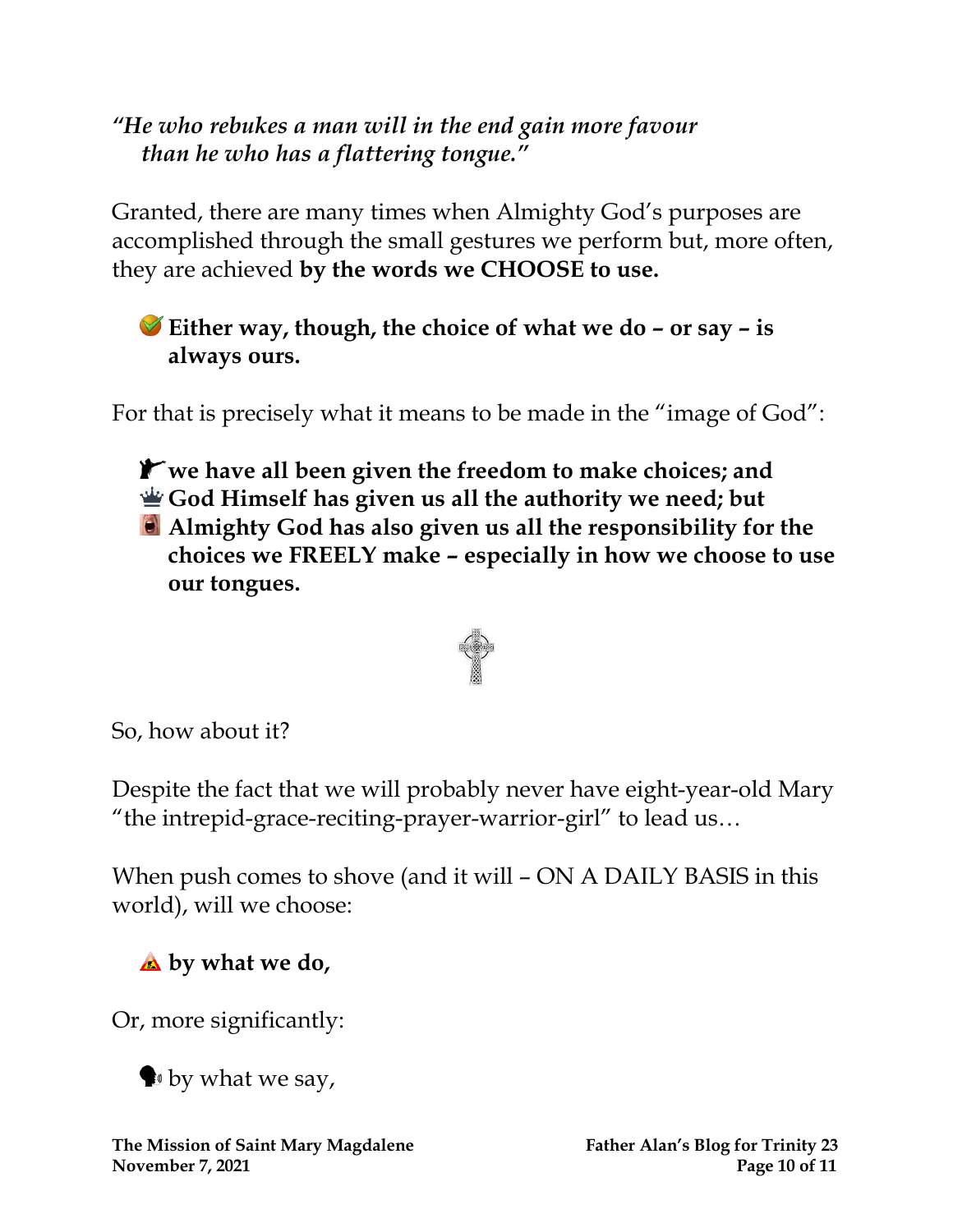*"He who rebukes a man will in the end gain more favour*
*than he who has a flattering tongue."*

Granted, there are many times when Almighty God's purposes are accomplished through the small gestures we perform but, more often, they are achieved **by the words we CHOOSE to use.**

- **Either way, though, the choice of what we do – or say – is always ours.**

For that is precisely what it means to be made in the "image of God":

- **we have all been given the freedom to make choices; and**
- **God Himself has given us all the authority we need; but**
- **Almighty God has also given us all the responsibility for the choices we FREELY make – especially in how we choose to use our tongues.**

So, how about it?

Despite the fact that we will probably never have eight-year-old Mary "the intrepid-grace-reciting-prayer-warrior-girl" to lead us…

When push comes to shove (and it will – ON A DAILY BASIS in this world), will we choose:

- **by what we do,**

Or, more significantly:

- by what we say,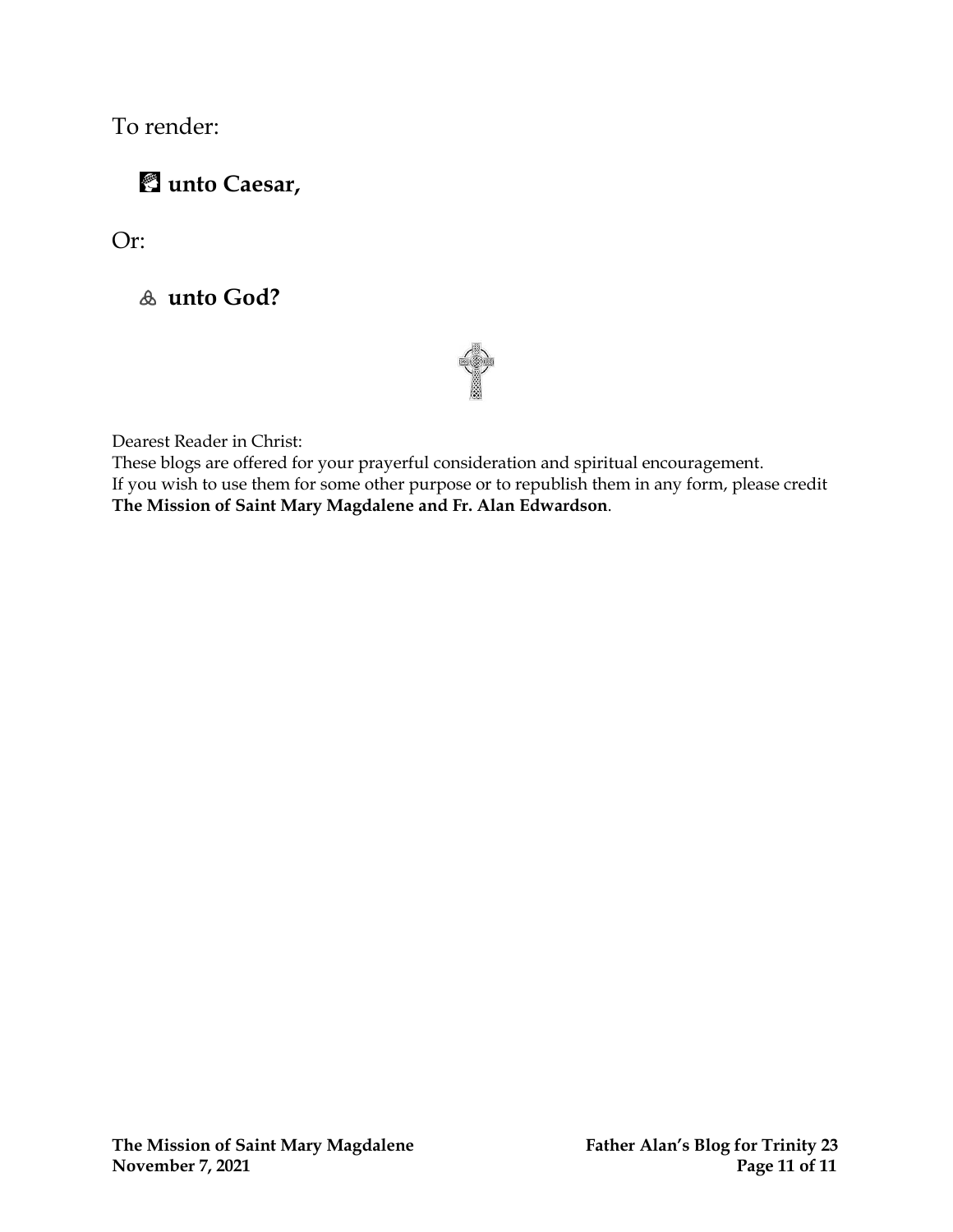To render:

- **unto Caesar,**

Or:

- **unto God?**

Dearest Reader in Christ:
These blogs are offered for your prayerful consideration and spiritual encouragement.
If you wish to use them for some other purpose or to republish them in any form, please credit **The Mission of Saint Mary Magdalene and Fr. Alan Edwardson**.